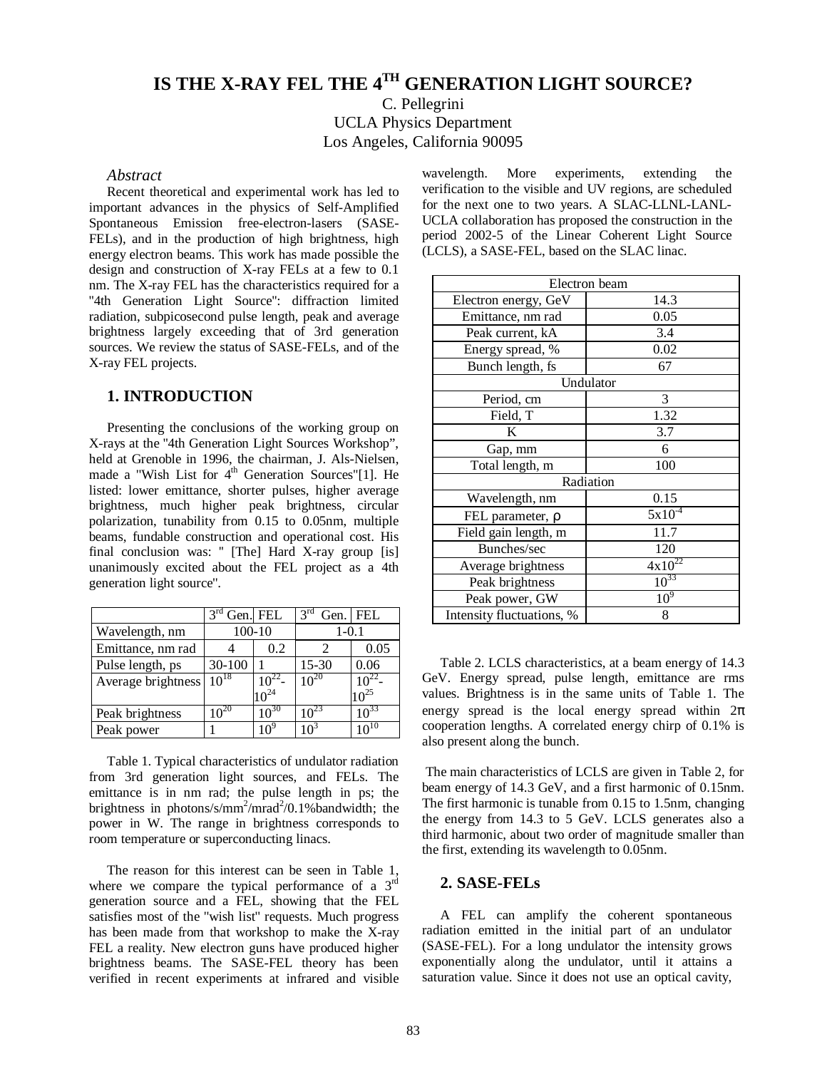# IS THE X-RAY FEL THE 4TH GENERATION LIGHT SOURCE?

C. Pellegrini
UCLA Physics Department
Los Angeles, California 90095

*Abstract*

Recent theoretical and experimental work has led to important advances in the physics of Self-Amplified Spontaneous Emission free-electron-lasers (SASE-FELs), and in the production of high brightness, high energy electron beams. This work has made possible the design and construction of X-ray FELs at a few to 0.1 nm. The X-ray FEL has the characteristics required for a "4th Generation Light Source": diffraction limited radiation, subpicosecond pulse length, peak and average brightness largely exceeding that of 3rd generation sources. We review the status of SASE-FELs, and of the X-ray FEL projects.

## 1. INTRODUCTION

Presenting the conclusions of the working group on X-rays at the "4th Generation Light Sources Workshop", held at Grenoble in 1996, the chairman, J. Als-Nielsen, made a "Wish List for 4th Generation Sources"[1]. He listed: lower emittance, shorter pulses, higher average brightness, much higher peak brightness, circular polarization, tunability from 0.15 to 0.05nm, multiple beams, fundable construction and operational cost. His final conclusion was: " [The] Hard X-ray group [is] unanimously excited about the FEL project as a 4th generation light source".

| | 3rd Gen. | FEL | 3rd Gen. | FEL |
|---|---|---|---|---|
| Wavelength, nm | 100-10 | | 1-0.1 | |
| Emittance, nm rad | 4 | 0.2 | 2 | 0.05 |
| Pulse length, ps | 30-100 | 1 | 15-30 | 0.06 |
| Average brightness | $10^{18}$ | $10^{22}$-$10^{24}$ | $10^{20}$ | $10^{22}$-$10^{25}$ |
| Peak brightness | $10^{20}$ | $10^{30}$ | $10^{23}$ | $10^{33}$ |
| Peak power | 1 | $10^9$ | $10^3$ | $10^{10}$ |

Table 1. Typical characteristics of undulator radiation from 3rd generation light sources, and FELs. The emittance is in nm rad; the pulse length in ps; the brightness in photons/s/mm$^2$/mrad$^2$/0.1%bandwidth; the power in W. The range in brightness corresponds to room temperature or superconducting linacs.

The reason for this interest can be seen in Table 1, where we compare the typical performance of a 3rd generation source and a FEL, showing that the FEL satisfies most of the "wish list" requests. Much progress has been made from that workshop to make the X-ray FEL a reality. New electron guns have produced higher brightness beams. The SASE-FEL theory has been verified in recent experiments at infrared and visible wavelength. More experiments, extending the verification to the visible and UV regions, are scheduled for the next one to two years. A SLAC-LLNL-LANL-UCLA collaboration has proposed the construction in the period 2002-5 of the Linear Coherent Light Source (LCLS), a SASE-FEL, based on the SLAC linac.

| Electron beam | |
|---|---|
| Electron energy, GeV | 14.3 |
| Emittance, nm rad | 0.05 |
| Peak current, kA | 3.4 |
| Energy spread, % | 0.02 |
| Bunch length, fs | 67 |
| **Undulator** | |
| Period, cm | 3 |
| Field, T | 1.32 |
| K | 3.7 |
| Gap, mm | 6 |
| Total length, m | 100 |
| **Radiation** | |
| Wavelength, nm | 0.15 |
| FEL parameter, $\rho$ | $5\times10^{-4}$ |
| Field gain length, m | 11.7 |
| Bunches/sec | 120 |
| Average brightness | $4\times10^{22}$ |
| Peak brightness | $10^{33}$ |
| Peak power, GW | $10^9$ |
| Intensity fluctuations, % | 8 |

Table 2. LCLS characteristics, at a beam energy of 14.3 GeV. Energy spread, pulse length, emittance are rms values. Brightness is in the same units of Table 1. The energy spread is the local energy spread within $2\pi$ cooperation lengths. A correlated energy chirp of 0.1% is also present along the bunch.

The main characteristics of LCLS are given in Table 2, for beam energy of 14.3 GeV, and a first harmonic of 0.15nm. The first harmonic is tunable from 0.15 to 1.5nm, changing the energy from 14.3 to 5 GeV. LCLS generates also a third harmonic, about two order of magnitude smaller than the first, extending its wavelength to 0.05nm.

## 2. SASE-FELs

A FEL can amplify the coherent spontaneous radiation emitted in the initial part of an undulator (SASE-FEL). For a long undulator the intensity grows exponentially along the undulator, until it attains a saturation value. Since it does not use an optical cavity,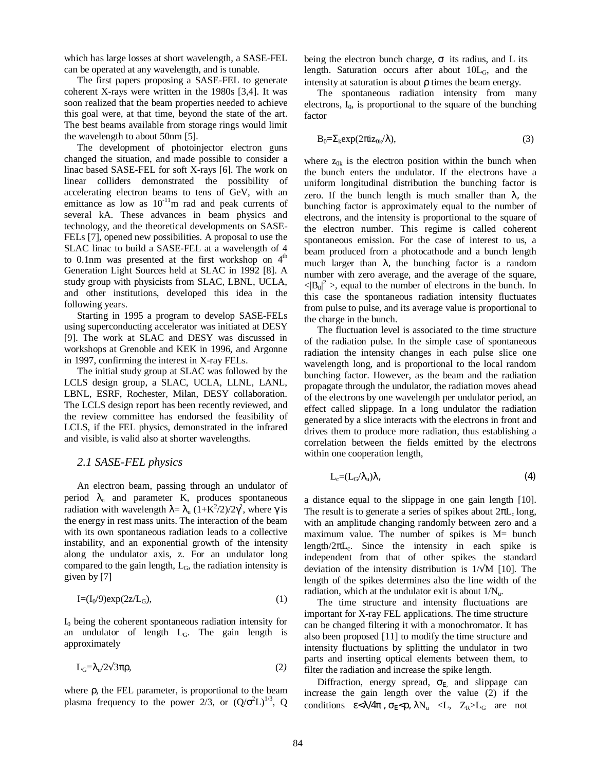which has large losses at short wavelength, a SASE-FEL can be operated at any wavelength, and is tunable.

The first papers proposing a SASE-FEL to generate coherent X-rays were written in the 1980s [3,4]. It was soon realized that the beam properties needed to achieve this goal were, at that time, beyond the state of the art. The best beams available from storage rings would limit the wavelength to about 50nm [5].

The development of photoinjector electron guns changed the situation, and made possible to consider a linac based SASE-FEL for soft X-rays [6]. The work on linear colliders demonstrated the possibility of accelerating electron beams to tens of GeV, with an emittance as low as $10^{-11}$m rad and peak currents of several kA. These advances in beam physics and technology, and the theoretical developments on SASE-FELs [7], opened new possibilities. A proposal to use the SLAC linac to build a SASE-FEL at a wavelength of 4 to 0.1nm was presented at the first workshop on 4th Generation Light Sources held at SLAC in 1992 [8]. A study group with physicists from SLAC, LBNL, UCLA, and other institutions, developed this idea in the following years.

Starting in 1995 a program to develop SASE-FELs using superconducting accelerator was initiated at DESY [9]. The work at SLAC and DESY was discussed in workshops at Grenoble and KEK in 1996, and Argonne in 1997, confirming the interest in X-ray FELs.

The initial study group at SLAC was followed by the LCLS design group, a SLAC, UCLA, LLNL, LANL, LBNL, ESRF, Rochester, Milan, DESY collaboration. The LCLS design report has been recently reviewed, and the review committee has endorsed the feasibility of LCLS, if the FEL physics, demonstrated in the infrared and visible, is valid also at shorter wavelengths.

### *2.1 SASE-FEL physics*

An electron beam, passing through an undulator of period $\lambda_u$ and parameter K, produces spontaneous radiation with wavelength $\lambda = \lambda_u (1+K^2/2)/2\gamma^2$, where $\gamma$ is the energy in rest mass units. The interaction of the beam with its own spontaneous radiation leads to a collective instability, and an exponential growth of the intensity along the undulator axis, z. For an undulator long compared to the gain length, $L_G$, the radiation intensity is given by [7]

$$I=(I_0/9)\exp(2z/L_G), \tag{1}$$

$I_0$ being the coherent spontaneous radiation intensity for an undulator of length $L_G$. The gain length is approximately

$$L_G=\lambda_u/2\sqrt{3}\pi\rho, \tag{2}$$

where $\rho$, the FEL parameter, is proportional to the beam plasma frequency to the power 2/3, or $(Q/\sigma^2 L)^{1/3}$, Q being the electron bunch charge, $\sigma$ its radius, and L its length. Saturation occurs after about $10L_G$, and the intensity at saturation is about $\rho$ times the beam energy.

The spontaneous radiation intensity from many electrons, $I_0$, is proportional to the square of the bunching factor

$$B_0=\Sigma_k \exp(2\pi i z_{0k}/\lambda), \tag{3}$$

where $z_{0k}$ is the electron position within the bunch when the bunch enters the undulator. If the electrons have a uniform longitudinal distribution the bunching factor is zero. If the bunch length is much smaller than $\lambda$, the bunching factor is approximately equal to the number of electrons, and the intensity is proportional to the square of the electron number. This regime is called coherent spontaneous emission. For the case of interest to us, a beam produced from a photocathode and a bunch length much larger than $\lambda$, the bunching factor is a random number with zero average, and the average of the square, $\langle|B_0|^2\rangle$, equal to the number of electrons in the bunch. In this case the spontaneous radiation intensity fluctuates from pulse to pulse, and its average value is proportional to the charge in the bunch.

The fluctuation level is associated to the time structure of the radiation pulse. In the simple case of spontaneous radiation the intensity changes in each pulse slice one wavelength long, and is proportional to the local random bunching factor. However, as the beam and the radiation propagate through the undulator, the radiation moves ahead of the electrons by one wavelength per undulator period, an effect called slippage. In a long undulator the radiation generated by a slice interacts with the electrons in front and drives them to produce more radiation, thus establishing a correlation between the fields emitted by the electrons within one cooperation length,

$$L_c=(L_G/\lambda_u)\lambda, \tag{4}$$

a distance equal to the slippage in one gain length [10]. The result is to generate a series of spikes about $2\pi L_c$ long, with an amplitude changing randomly between zero and a maximum value. The number of spikes is M= bunch length/$2\pi L_c$. Since the intensity in each spike is independent from that of other spikes the standard deviation of the intensity distribution is $1/\sqrt{M}$ [10]. The length of the spikes determines also the line width of the radiation, which at the undulator exit is about $1/N_u$.

The time structure and intensity fluctuations are important for X-ray FEL applications. The time structure can be changed filtering it with a monochromator. It has also been proposed [11] to modify the time structure and intensity fluctuations by splitting the undulator in two parts and inserting optical elements between them, to filter the radiation and increase the spike length.

Diffraction, energy spread, $\sigma_E$, and slippage can increase the gain length over the value (2) if the conditions $\varepsilon<\lambda/4\pi$, $\sigma_E<\rho$, $\lambda N_u < L$, $Z_R > L_G$ are not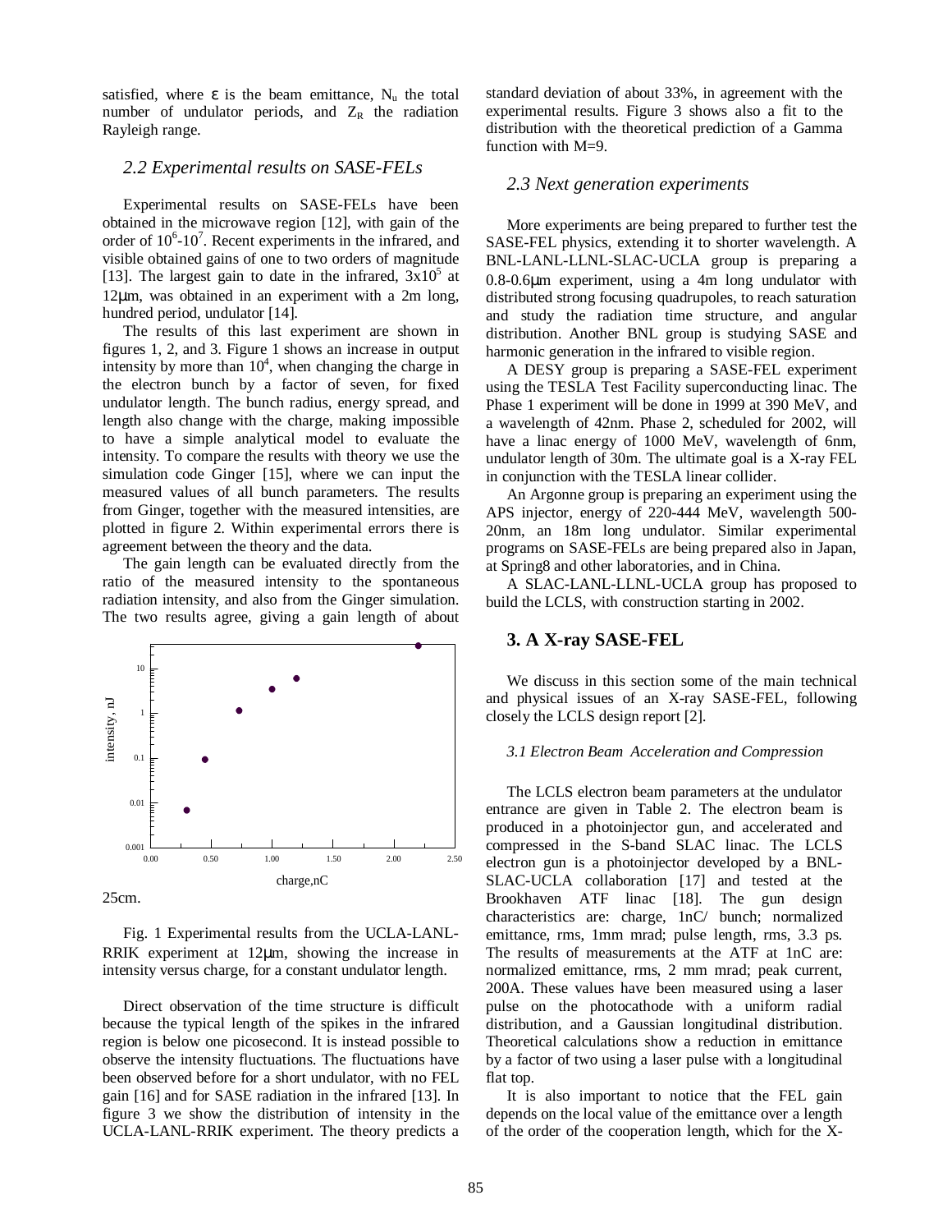satisfied, where $\varepsilon$ is the beam emittance, $N_u$ the total number of undulator periods, and $Z_R$ the radiation Rayleigh range.

### *2.2 Experimental results on SASE-FELs*

Experimental results on SASE-FELs have been obtained in the microwave region [12], with gain of the order of $10^6$-$10^7$. Recent experiments in the infrared, and visible obtained gains of one to two orders of magnitude [13]. The largest gain to date in the infrared, $3x10^5$ at 12μm, was obtained in an experiment with a 2m long, hundred period, undulator [14].

The results of this last experiment are shown in figures 1, 2, and 3. Figure 1 shows an increase in output intensity by more than $10^4$, when changing the charge in the electron bunch by a factor of seven, for fixed undulator length. The bunch radius, energy spread, and length also change with the charge, making impossible to have a simple analytical model to evaluate the intensity. To compare the results with theory we use the simulation code Ginger [15], where we can input the measured values of all bunch parameters. The results from Ginger, together with the measured intensities, are plotted in figure 2. Within experimental errors there is agreement between the theory and the data.

The gain length can be evaluated directly from the ratio of the measured intensity to the spontaneous radiation intensity, and also from the Ginger simulation. The two results agree, giving a gain length of about 25cm.

Fig. 1 Experimental results from the UCLA-LANL-RRIK experiment at 12μm, showing the increase in intensity versus charge, for a constant undulator length.

Direct observation of the time structure is difficult because the typical length of the spikes in the infrared region is below one picosecond. It is instead possible to observe the intensity fluctuations. The fluctuations have been observed before for a short undulator, with no FEL gain [16] and for SASE radiation in the infrared [13]. In figure 3 we show the distribution of intensity in the UCLA-LANL-RRIK experiment. The theory predicts a standard deviation of about 33%, in agreement with the experimental results. Figure 3 shows also a fit to the distribution with the theoretical prediction of a Gamma function with M=9.

### *2.3 Next generation experiments*

More experiments are being prepared to further test the SASE-FEL physics, extending it to shorter wavelength. A BNL-LANL-LLNL-SLAC-UCLA group is preparing a 0.8-0.6μm experiment, using a 4m long undulator with distributed strong focusing quadrupoles, to reach saturation and study the radiation time structure, and angular distribution. Another BNL group is studying SASE and harmonic generation in the infrared to visible region.

A DESY group is preparing a SASE-FEL experiment using the TESLA Test Facility superconducting linac. The Phase 1 experiment will be done in 1999 at 390 MeV, and a wavelength of 42nm. Phase 2, scheduled for 2002, will have a linac energy of 1000 MeV, wavelength of 6nm, undulator length of 30m. The ultimate goal is a X-ray FEL in conjunction with the TESLA linear collider.

An Argonne group is preparing an experiment using the APS injector, energy of 220-444 MeV, wavelength 500-20nm, an 18m long undulator. Similar experimental programs on SASE-FELs are being prepared also in Japan, at Spring8 and other laboratories, and in China.

A SLAC-LANL-LLNL-UCLA group has proposed to build the LCLS, with construction starting in 2002.

## 3. A X-ray SASE-FEL

We discuss in this section some of the main technical and physical issues of an X-ray SASE-FEL, following closely the LCLS design report [2].

#### *3.1 Electron Beam Acceleration and Compression*

The LCLS electron beam parameters at the undulator entrance are given in Table 2. The electron beam is produced in a photoinjector gun, and accelerated and compressed in the S-band SLAC linac. The LCLS electron gun is a photoinjector developed by a BNL-SLAC-UCLA collaboration [17] and tested at the Brookhaven ATF linac [18]. The gun design characteristics are: charge, 1nC/ bunch; normalized emittance, rms, 1mm mrad; pulse length, rms, 3.3 ps. The results of measurements at the ATF at 1nC are: normalized emittance, rms, 2 mm mrad; peak current, 200A. These values have been measured using a laser pulse on the photocathode with a uniform radial distribution, and a Gaussian longitudinal distribution. Theoretical calculations show a reduction in emittance by a factor of two using a laser pulse with a longitudinal flat top.

It is also important to notice that the FEL gain depends on the local value of the emittance over a length of the order of the cooperation length, which for the X-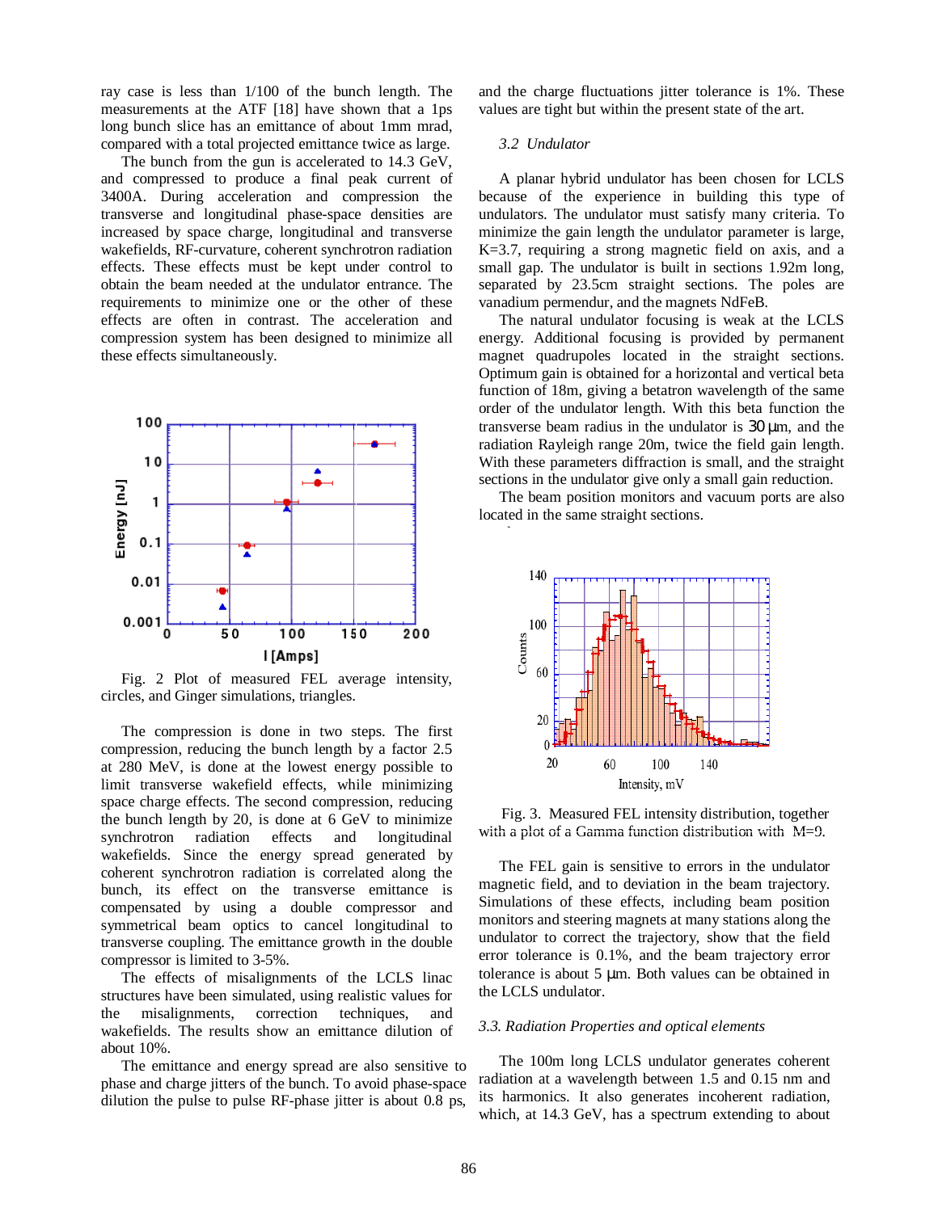ray case is less than 1/100 of the bunch length. The measurements at the ATF [18] have shown that a 1ps long bunch slice has an emittance of about 1mm mrad, compared with a total projected emittance twice as large.

The bunch from the gun is accelerated to 14.3 GeV, and compressed to produce a final peak current of 3400A. During acceleration and compression the transverse and longitudinal phase-space densities are increased by space charge, longitudinal and transverse wakefields, RF-curvature, coherent synchrotron radiation effects. These effects must be kept under control to obtain the beam needed at the undulator entrance. The requirements to minimize one or the other of these effects are often in contrast. The acceleration and compression system has been designed to minimize all these effects simultaneously.

Fig. 2 Plot of measured FEL average intensity, circles, and Ginger simulations, triangles.

The compression is done in two steps. The first compression, reducing the bunch length by a factor 2.5 at 280 MeV, is done at the lowest energy possible to limit transverse wakefield effects, while minimizing space charge effects. The second compression, reducing the bunch length by 20, is done at 6 GeV to minimize synchrotron radiation effects and longitudinal wakefields. Since the energy spread generated by coherent synchrotron radiation is correlated along the bunch, its effect on the transverse emittance is compensated by using a double compressor and symmetrical beam optics to cancel longitudinal to transverse coupling. The emittance growth in the double compressor is limited to 3-5%.

The effects of misalignments of the LCLS linac structures have been simulated, using realistic values for the misalignments, correction techniques, and wakefields. The results show an emittance dilution of about 10%.

The emittance and energy spread are also sensitive to phase and charge jitters of the bunch. To avoid phase-space dilution the pulse to pulse RF-phase jitter is about 0.8 ps, and the charge fluctuations jitter tolerance is 1%. These values are tight but within the present state of the art.

### *3.2 Undulator*

A planar hybrid undulator has been chosen for LCLS because of the experience in building this type of undulators. The undulator must satisfy many criteria. To minimize the gain length the undulator parameter is large, K=3.7, requiring a strong magnetic field on axis, and a small gap. The undulator is built in sections 1.92m long, separated by 23.5cm straight sections. The poles are vanadium permendur, and the magnets NdFeB.

The natural undulator focusing is weak at the LCLS energy. Additional focusing is provided by permanent magnet quadrupoles located in the straight sections. Optimum gain is obtained for a horizontal and vertical beta function of 18m, giving a betatron wavelength of the same order of the undulator length. With this beta function the transverse beam radius in the undulator is 30 μm, and the radiation Rayleigh range 20m, twice the field gain length. With these parameters diffraction is small, and the straight sections in the undulator give only a small gain reduction.

The beam position monitors and vacuum ports are also located in the same straight sections.

Fig. 3. Measured FEL intensity distribution, together with a plot of a Gamma function distribution with M=9.

The FEL gain is sensitive to errors in the undulator magnetic field, and to deviation in the beam trajectory. Simulations of these effects, including beam position monitors and steering magnets at many stations along the undulator to correct the trajectory, show that the field error tolerance is 0.1%, and the beam trajectory error tolerance is about 5 μm. Both values can be obtained in the LCLS undulator.

### *3.3. Radiation Properties and optical elements*

The 100m long LCLS undulator generates coherent radiation at a wavelength between 1.5 and 0.15 nm and its harmonics. It also generates incoherent radiation, which, at 14.3 GeV, has a spectrum extending to about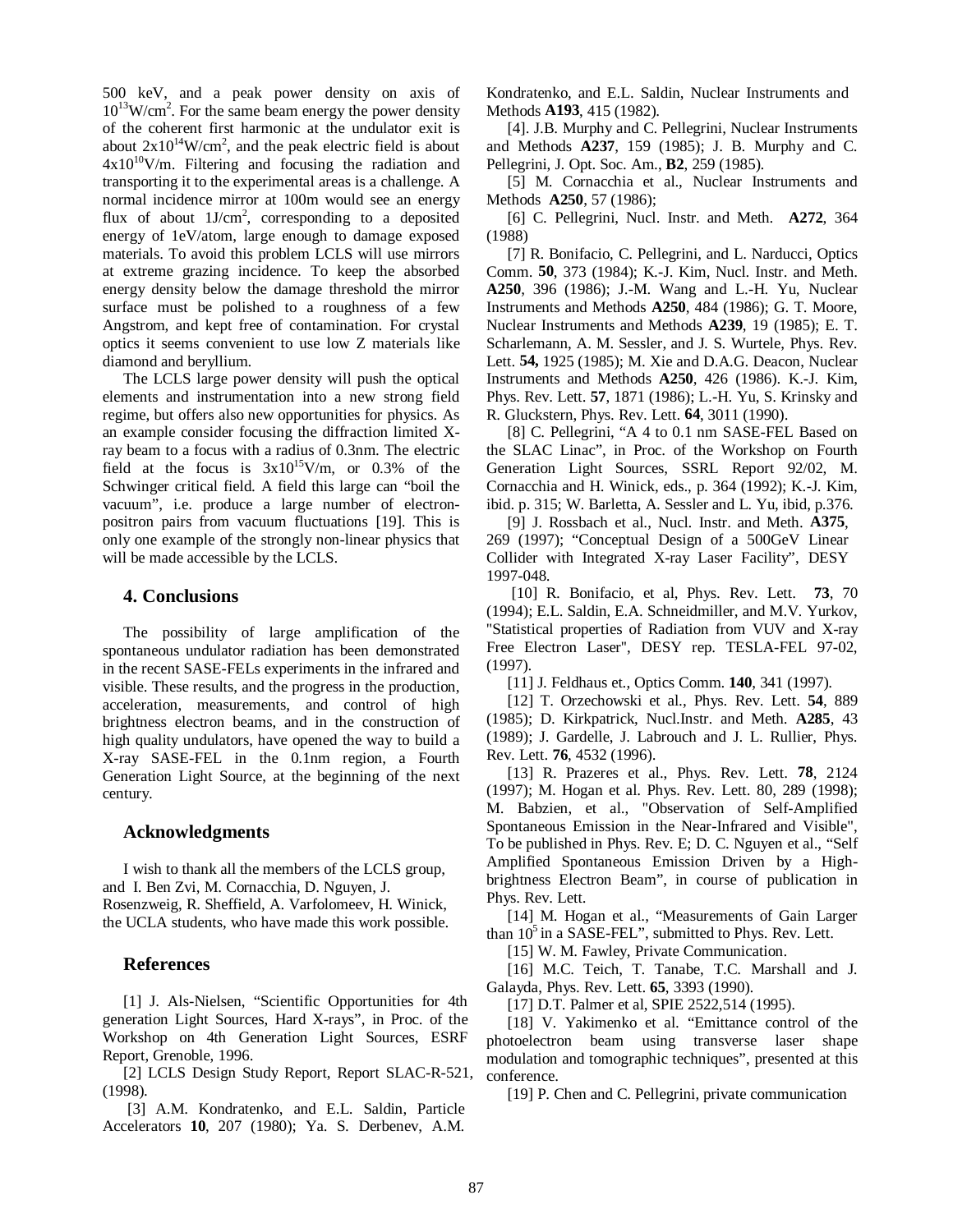500 keV, and a peak power density on axis of $10^{13}$W/cm$^2$. For the same beam energy the power density of the coherent first harmonic at the undulator exit is about $2x10^{14}$W/cm$^2$, and the peak electric field is about $4x10^{10}$V/m. Filtering and focusing the radiation and transporting it to the experimental areas is a challenge. A normal incidence mirror at 100m would see an energy flux of about 1J/cm$^2$, corresponding to a deposited energy of 1eV/atom, large enough to damage exposed materials. To avoid this problem LCLS will use mirrors at extreme grazing incidence. To keep the absorbed energy density below the damage threshold the mirror surface must be polished to a roughness of a few Angstrom, and kept free of contamination. For crystal optics it seems convenient to use low Z materials like diamond and beryllium.

The LCLS large power density will push the optical elements and instrumentation into a new strong field regime, but offers also new opportunities for physics. As an example consider focusing the diffraction limited X-ray beam to a focus with a radius of 0.3nm. The electric field at the focus is $3x10^{15}$V/m, or 0.3% of the Schwinger critical field. A field this large can "boil the vacuum", i.e. produce a large number of electron-positron pairs from vacuum fluctuations [19]. This is only one example of the strongly non-linear physics that will be made accessible by the LCLS.

## 4. Conclusions

The possibility of large amplification of the spontaneous undulator radiation has been demonstrated in the recent SASE-FELs experiments in the infrared and visible. These results, and the progress in the production, acceleration, measurements, and control of high brightness electron beams, and in the construction of high quality undulators, have opened the way to build a X-ray SASE-FEL in the 0.1nm region, a Fourth Generation Light Source, at the beginning of the next century.

## Acknowledgments

I wish to thank all the members of the LCLS group, and I. Ben Zvi, M. Cornacchia, D. Nguyen, J. Rosenzweig, R. Sheffield, A. Varfolomeev, H. Winick, the UCLA students, who have made this work possible.

## References

[1] J. Als-Nielsen, "Scientific Opportunities for 4th generation Light Sources, Hard X-rays", in Proc. of the Workshop on 4th Generation Light Sources, ESRF Report, Grenoble, 1996.

[2] LCLS Design Study Report, Report SLAC-R-521, (1998).

[3] A.M. Kondratenko, and E.L. Saldin, Particle Accelerators **10**, 207 (1980); Ya. S. Derbenev, A.M. Kondratenko, and E.L. Saldin, Nuclear Instruments and Methods **A193**, 415 (1982).

[4]. J.B. Murphy and C. Pellegrini, Nuclear Instruments and Methods **A237**, 159 (1985); J. B. Murphy and C. Pellegrini, J. Opt. Soc. Am., **B2**, 259 (1985).

[5] M. Cornacchia et al., Nuclear Instruments and Methods **A250**, 57 (1986);

[6] C. Pellegrini, Nucl. Instr. and Meth. **A272**, 364 (1988)

[7] R. Bonifacio, C. Pellegrini, and L. Narducci, Optics Comm. **50**, 373 (1984); K.-J. Kim, Nucl. Instr. and Meth. **A250**, 396 (1986); J.-M. Wang and L.-H. Yu, Nuclear Instruments and Methods **A250**, 484 (1986); G. T. Moore, Nuclear Instruments and Methods **A239**, 19 (1985); E. T. Scharlemann, A. M. Sessler, and J. S. Wurtele, Phys. Rev. Lett. **54,** 1925 (1985); M. Xie and D.A.G. Deacon, Nuclear Instruments and Methods **A250**, 426 (1986). K.-J. Kim, Phys. Rev. Lett. **57**, 1871 (1986); L.-H. Yu, S. Krinsky and R. Gluckstern, Phys. Rev. Lett. **64**, 3011 (1990).

[8] C. Pellegrini, "A 4 to 0.1 nm SASE-FEL Based on the SLAC Linac", in Proc. of the Workshop on Fourth Generation Light Sources, SSRL Report 92/02, M. Cornacchia and H. Winick, eds., p. 364 (1992); K.-J. Kim, ibid. p. 315; W. Barletta, A. Sessler and L. Yu, ibid, p.376.

[9] J. Rossbach et al., Nucl. Instr. and Meth. **A375**, 269 (1997); "Conceptual Design of a 500GeV Linear Collider with Integrated X-ray Laser Facility", DESY 1997-048.

[10] R. Bonifacio, et al, Phys. Rev. Lett. **73**, 70 (1994); E.L. Saldin, E.A. Schneidmiller, and M.V. Yurkov, "Statistical properties of Radiation from VUV and X-ray Free Electron Laser", DESY rep. TESLA-FEL 97-02, (1997).

[11] J. Feldhaus et., Optics Comm. **140**, 341 (1997).

[12] T. Orzechowski et al., Phys. Rev. Lett. **54**, 889 (1985); D. Kirkpatrick, Nucl.Instr. and Meth. **A285**, 43 (1989); J. Gardelle, J. Labrouch and J. L. Rullier, Phys. Rev. Lett. **76**, 4532 (1996).

[13] R. Prazeres et al., Phys. Rev. Lett. **78**, 2124 (1997); M. Hogan et al. Phys. Rev. Lett. 80, 289 (1998); M. Babzien, et al., "Observation of Self-Amplified Spontaneous Emission in the Near-Infrared and Visible", To be published in Phys. Rev. E; D. C. Nguyen et al., "Self Amplified Spontaneous Emission Driven by a High-brightness Electron Beam", in course of publication in Phys. Rev. Lett.

[14] M. Hogan et al., "Measurements of Gain Larger than $10^5$ in a SASE-FEL", submitted to Phys. Rev. Lett.

[15] W. M. Fawley, Private Communication.

[16] M.C. Teich, T. Tanabe, T.C. Marshall and J. Galayda, Phys. Rev. Lett. **65**, 3393 (1990).

[17] D.T. Palmer et al, SPIE 2522,514 (1995).

[18] V. Yakimenko et al. "Emittance control of the photoelectron beam using transverse laser shape modulation and tomographic techniques", presented at this conference.

[19] P. Chen and C. Pellegrini, private communication